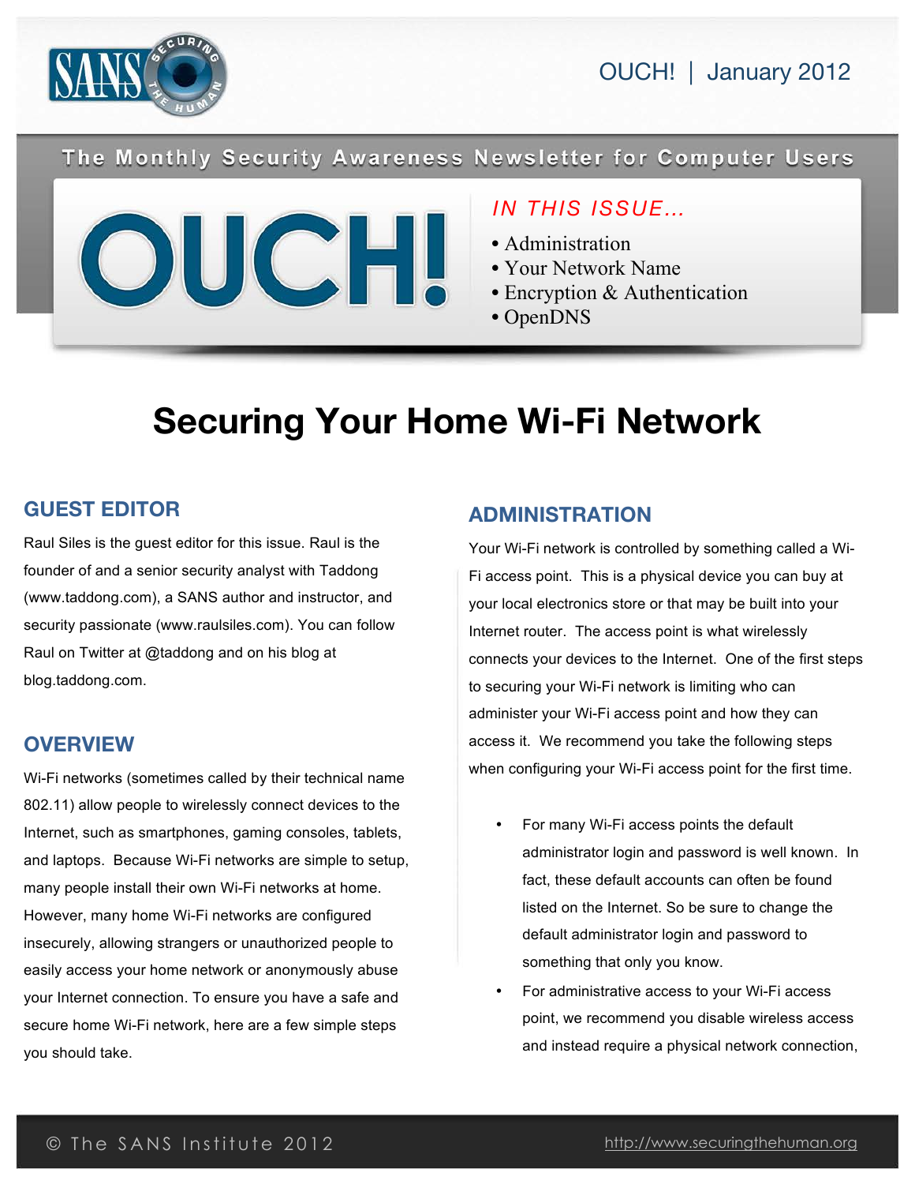OUCH! | January 2012

The Monthly Security Awareness Newsletter for Computer Users

# OUCH!

*IN THIS ISSUE...*

- Administration
- Your Network Name
- Encryption & Authentication
- OpenDNS

# Securing Your Home Wi-Fi Network

## GUEST EDITOR

Raul Siles is the guest editor for this issue. Raul is the founder of and a senior security analyst with Taddong (www.taddong.com), a SANS author and instructor, and security passionate (www.raulsiles.com). You can follow Raul on Twitter at @taddong and on his blog at blog.taddong.com.

## OVERVIEW

Wi-Fi networks (sometimes called by their technical name 802.11) allow people to wirelessly connect devices to the Internet, such as smartphones, gaming consoles, tablets, and laptops. Because Wi-Fi networks are simple to setup, many people install their own Wi-Fi networks at home. However, many home Wi-Fi networks are configured insecurely, allowing strangers or unauthorized people to easily access your home network or anonymously abuse your Internet connection. To ensure you have a safe and secure home Wi-Fi network, here are a few simple steps you should take.

## ADMINISTRATION

Your Wi-Fi network is controlled by something called a Wi-Fi access point. This is a physical device you can buy at your local electronics store or that may be built into your Internet router. The access point is what wirelessly connects your devices to the Internet. One of the first steps to securing your Wi-Fi network is limiting who can administer your Wi-Fi access point and how they can access it. We recommend you take the following steps when configuring your Wi-Fi access point for the first time.

- For many Wi-Fi access points the default administrator login and password is well known. In fact, these default accounts can often be found listed on the Internet. So be sure to change the default administrator login and password to something that only you know.
- For administrative access to your Wi-Fi access point, we recommend you disable wireless access and instead require a physical network connection,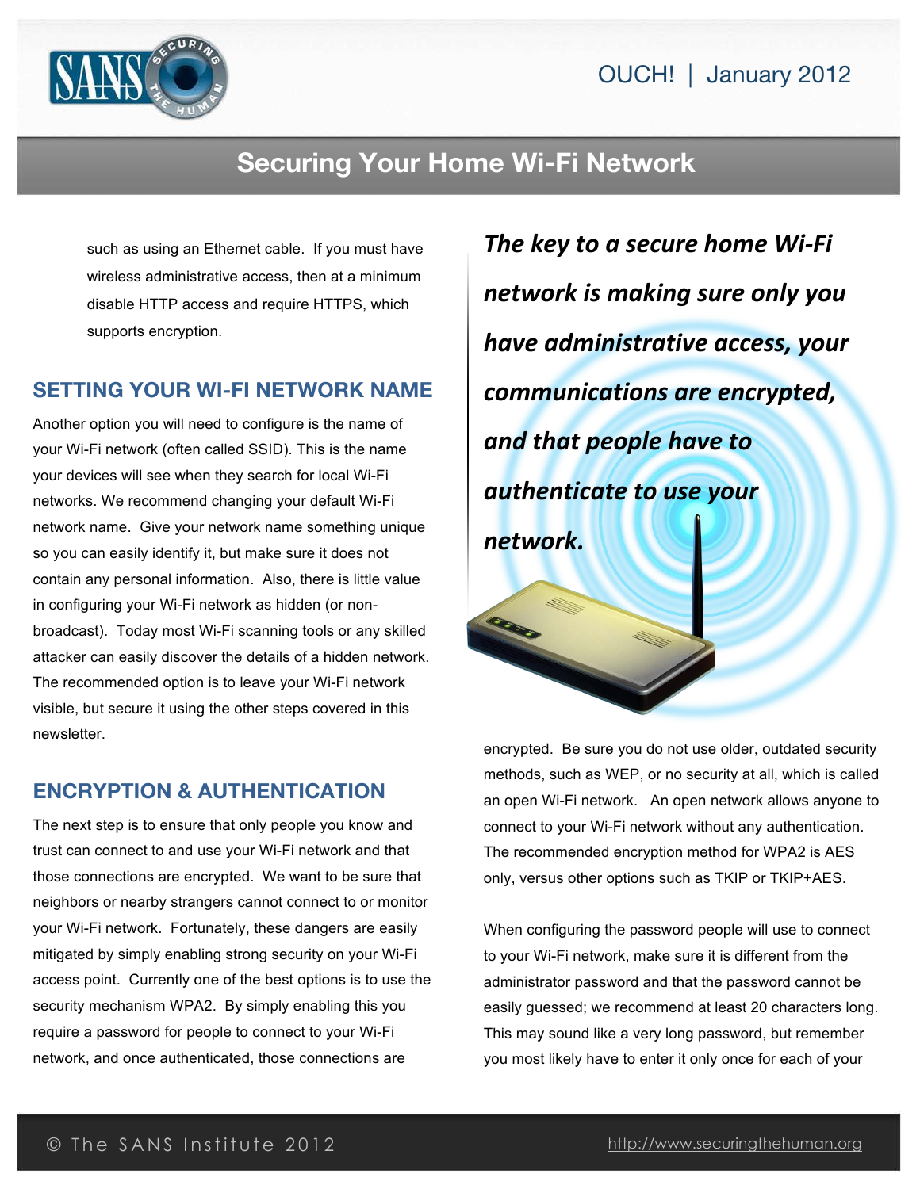such as using an Ethernet cable. If you must have wireless administrative access, then at a minimum disable HTTP access and require HTTPS, which supports encryption.

## SETTING YOUR WI-FI NETWORK NAME

Another option you will need to configure is the name of your Wi-Fi network (often called SSID). This is the name your devices will see when they search for local Wi-Fi networks. We recommend changing your default Wi-Fi network name. Give your network name something unique so you can easily identify it, but make sure it does not contain any personal information. Also, there is little value in configuring your Wi-Fi network as hidden (or non-broadcast). Today most Wi-Fi scanning tools or any skilled attacker can easily discover the details of a hidden network. The recommended option is to leave your Wi-Fi network visible, but secure it using the other steps covered in this newsletter.

## ENCRYPTION & AUTHENTICATION

The next step is to ensure that only people you know and trust can connect to and use your Wi-Fi network and that those connections are encrypted. We want to be sure that neighbors or nearby strangers cannot connect to or monitor your Wi-Fi network. Fortunately, these dangers are easily mitigated by simply enabling strong security on your Wi-Fi access point. Currently one of the best options is to use the security mechanism WPA2. By simply enabling this you require a password for people to connect to your Wi-Fi network, and once authenticated, those connections are encrypted. Be sure you do not use older, outdated security methods, such as WEP, or no security at all, which is called an open Wi-Fi network. An open network allows anyone to connect to your Wi-Fi network without any authentication. The recommended encryption method for WPA2 is AES only, versus other options such as TKIP or TKIP+AES.

***The key to a secure home Wi-Fi network is making sure only you have administrative access, your communications are encrypted, and that people have to authenticate to use your network.***

When configuring the password people will use to connect to your Wi-Fi network, make sure it is different from the administrator password and that the password cannot be easily guessed; we recommend at least 20 characters long. This may sound like a very long password, but remember you most likely have to enter it only once for each of your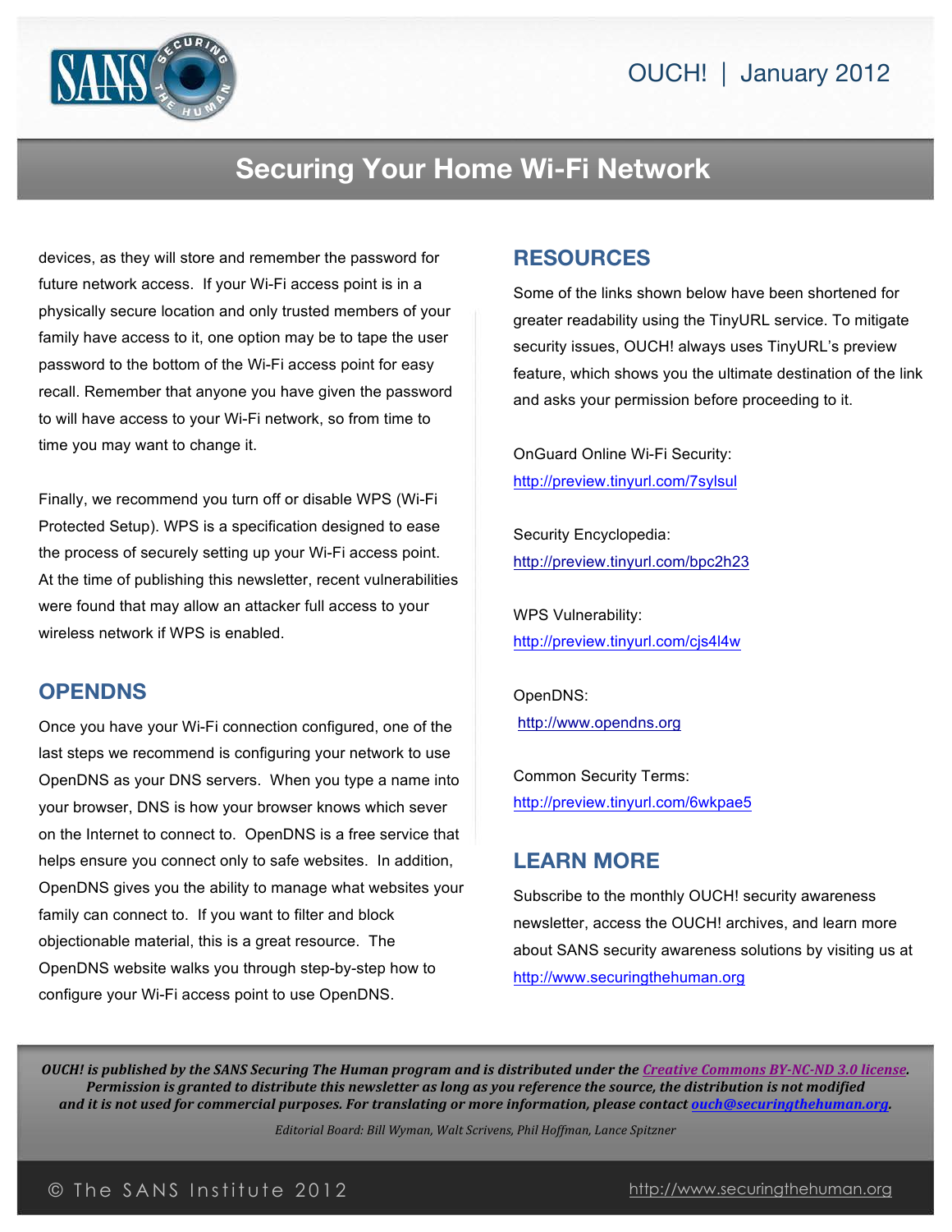devices, as they will store and remember the password for future network access. If your Wi-Fi access point is in a physically secure location and only trusted members of your family have access to it, one option may be to tape the user password to the bottom of the Wi-Fi access point for easy recall. Remember that anyone you have given the password to will have access to your Wi-Fi network, so from time to time you may want to change it.

Finally, we recommend you turn off or disable WPS (Wi-Fi Protected Setup). WPS is a specification designed to ease the process of securely setting up your Wi-Fi access point. At the time of publishing this newsletter, recent vulnerabilities were found that may allow an attacker full access to your wireless network if WPS is enabled.

## OPENDNS

Once you have your Wi-Fi connection configured, one of the last steps we recommend is configuring your network to use OpenDNS as your DNS servers. When you type a name into your browser, DNS is how your browser knows which sever on the Internet to connect to. OpenDNS is a free service that helps ensure you connect only to safe websites. In addition, OpenDNS gives you the ability to manage what websites your family can connect to. If you want to filter and block objectionable material, this is a great resource. The OpenDNS website walks you through step-by-step how to configure your Wi-Fi access point to use OpenDNS.

## RESOURCES

Some of the links shown below have been shortened for greater readability using the TinyURL service. To mitigate security issues, OUCH! always uses TinyURL's preview feature, which shows you the ultimate destination of the link and asks your permission before proceeding to it.

OnGuard Online Wi-Fi Security:
http://preview.tinyurl.com/7sylsul

Security Encyclopedia:
http://preview.tinyurl.com/bpc2h23

WPS Vulnerability:
http://preview.tinyurl.com/cjs4l4w

OpenDNS:
http://www.opendns.org

Common Security Terms:
http://preview.tinyurl.com/6wkpae5

## LEARN MORE

Subscribe to the monthly OUCH! security awareness newsletter, access the OUCH! archives, and learn more about SANS security awareness solutions by visiting us at http://www.securingthehuman.org

***OUCH! is published by the SANS Securing The Human program and is distributed under the Creative Commons BY-NC-ND 3.0 license. Permission is granted to distribute this newsletter as long as you reference the source, the distribution is not modified and it is not used for commercial purposes. For translating or more information, please contact ouch@securingthehuman.org.***

*Editorial Board: Bill Wyman, Walt Scrivens, Phil Hoffman, Lance Spitzner*

© The SANS Institute 2012 http://www.securingthehuman.org